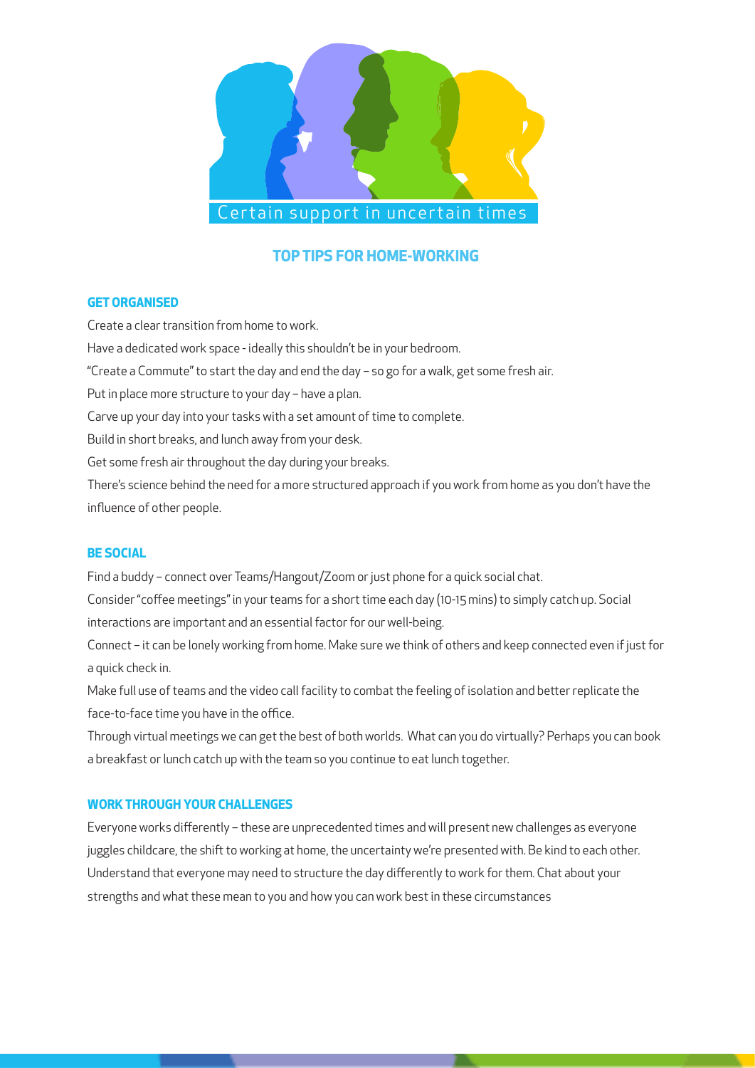Certain support in uncertain times

# TOP TIPS FOR HOME-WORKING

## GET ORGANISED

Create a clear transition from home to work.

Have a dedicated work space - ideally this shouldn't be in your bedroom.

"Create a Commute" to start the day and end the day – so go for a walk, get some fresh air.

Put in place more structure to your day – have a plan.

Carve up your day into your tasks with a set amount of time to complete.

Build in short breaks, and lunch away from your desk.

Get some fresh air throughout the day during your breaks.

There's science behind the need for a more structured approach if you work from home as you don't have the influence of other people.

## BE SOCIAL

Find a buddy – connect over Teams/Hangout/Zoom or just phone for a quick social chat.

Consider "coffee meetings" in your teams for a short time each day (10-15 mins) to simply catch up. Social interactions are important and an essential factor for our well-being.

Connect – it can be lonely working from home. Make sure we think of others and keep connected even if just for a quick check in.

Make full use of teams and the video call facility to combat the feeling of isolation and better replicate the face-to-face time you have in the office.

Through virtual meetings we can get the best of both worlds. What can you do virtually? Perhaps you can book a breakfast or lunch catch up with the team so you continue to eat lunch together.

## WORK THROUGH YOUR CHALLENGES

Everyone works differently – these are unprecedented times and will present new challenges as everyone juggles childcare, the shift to working at home, the uncertainty we're presented with. Be kind to each other. Understand that everyone may need to structure the day differently to work for them. Chat about your strengths and what these mean to you and how you can work best in these circumstances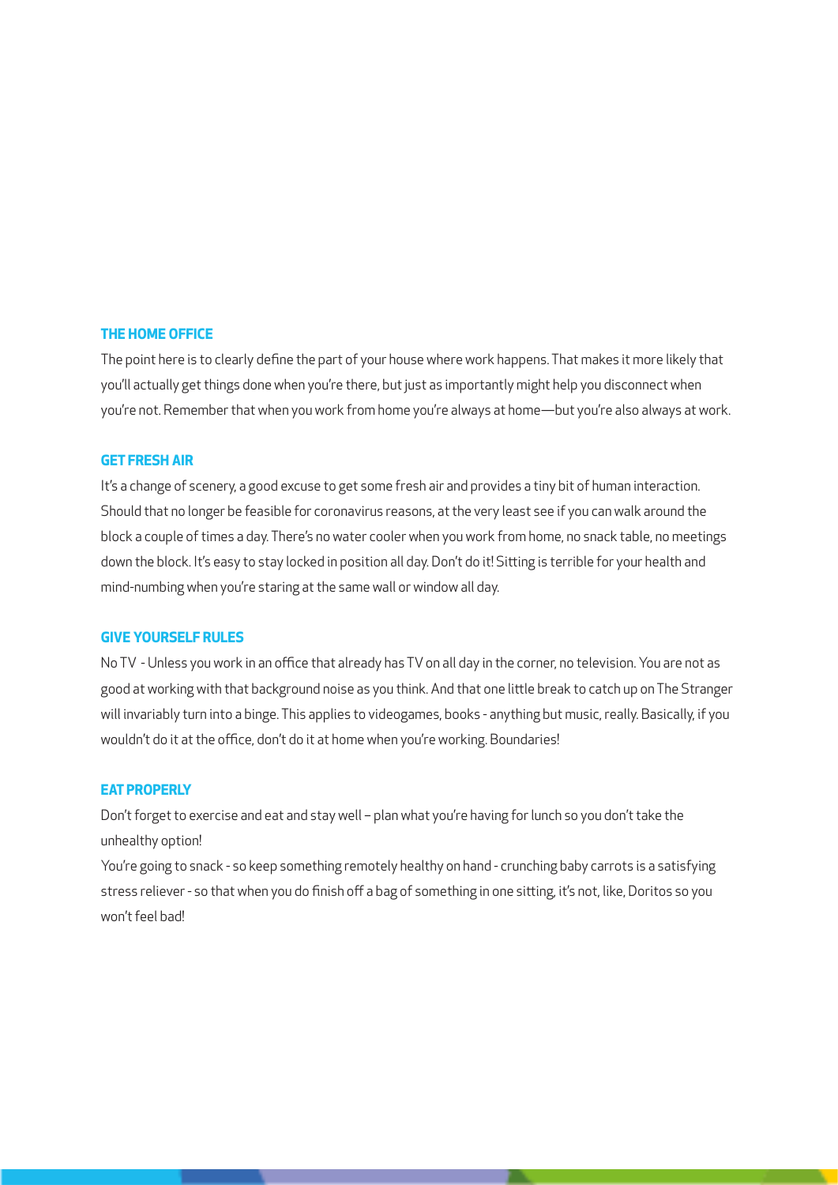## THE HOME OFFICE

The point here is to clearly define the part of your house where work happens. That makes it more likely that you'll actually get things done when you're there, but just as importantly might help you disconnect when you're not. Remember that when you work from home you're always at home—but you're also always at work.

## GET FRESH AIR

It's a change of scenery, a good excuse to get some fresh air and provides a tiny bit of human interaction. Should that no longer be feasible for coronavirus reasons, at the very least see if you can walk around the block a couple of times a day. There's no water cooler when you work from home, no snack table, no meetings down the block. It's easy to stay locked in position all day. Don't do it! Sitting is terrible for your health and mind-numbing when you're staring at the same wall or window all day.

## GIVE YOURSELF RULES

No TV - Unless you work in an office that already has TV on all day in the corner, no television. You are not as good at working with that background noise as you think. And that one little break to catch up on The Stranger will invariably turn into a binge. This applies to videogames, books - anything but music, really. Basically, if you wouldn't do it at the office, don't do it at home when you're working. Boundaries!

## EAT PROPERLY

Don't forget to exercise and eat and stay well – plan what you're having for lunch so you don't take the unhealthy option!

You're going to snack - so keep something remotely healthy on hand - crunching baby carrots is a satisfying stress reliever - so that when you do finish off a bag of something in one sitting, it's not, like, Doritos so you won't feel bad!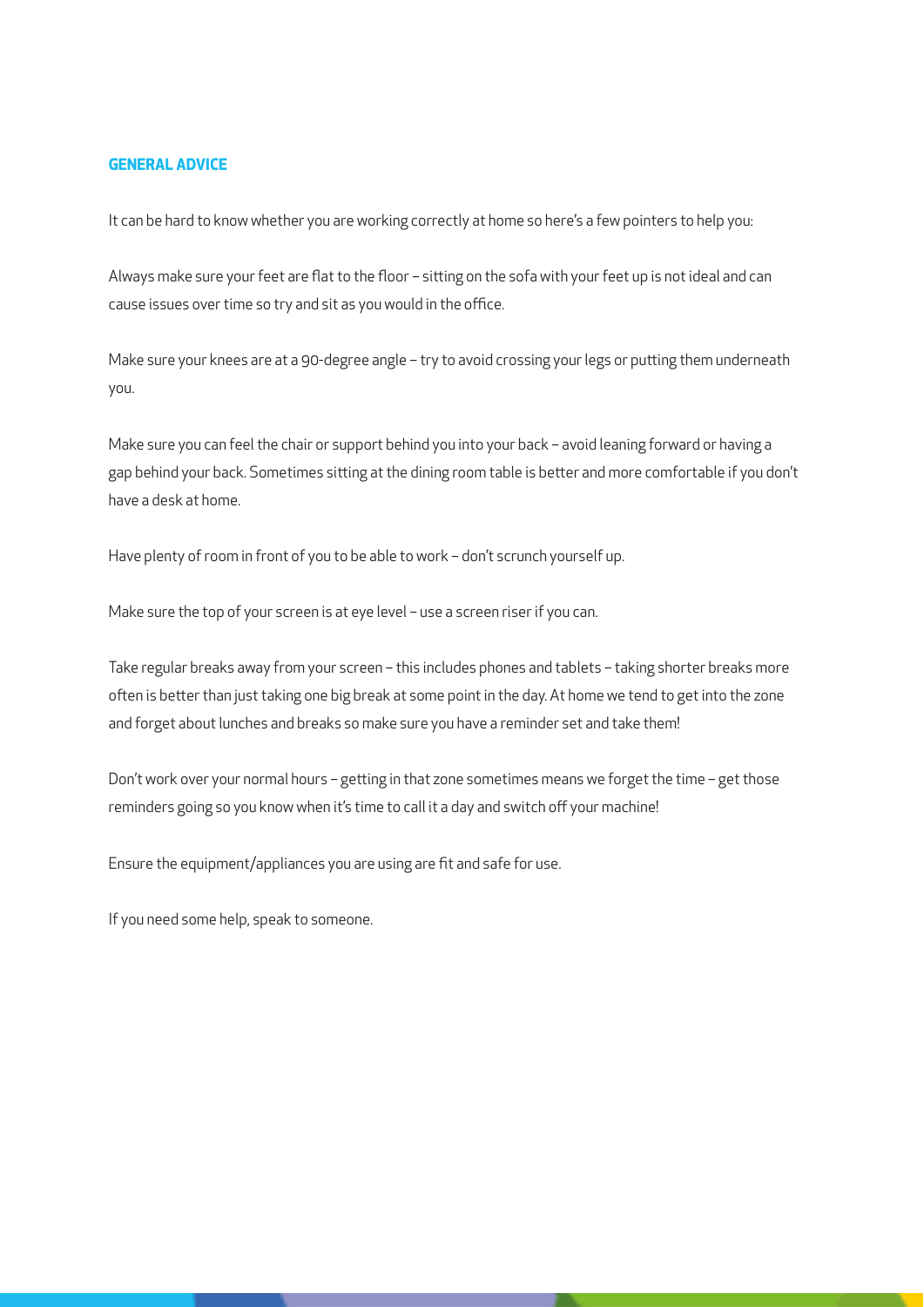## GENERAL ADVICE

It can be hard to know whether you are working correctly at home so here's a few pointers to help you:

Always make sure your feet are flat to the floor – sitting on the sofa with your feet up is not ideal and can cause issues over time so try and sit as you would in the office.

Make sure your knees are at a 90-degree angle – try to avoid crossing your legs or putting them underneath you.

Make sure you can feel the chair or support behind you into your back – avoid leaning forward or having a gap behind your back. Sometimes sitting at the dining room table is better and more comfortable if you don't have a desk at home.

Have plenty of room in front of you to be able to work – don't scrunch yourself up.

Make sure the top of your screen is at eye level – use a screen riser if you can.

Take regular breaks away from your screen – this includes phones and tablets – taking shorter breaks more often is better than just taking one big break at some point in the day. At home we tend to get into the zone and forget about lunches and breaks so make sure you have a reminder set and take them!

Don't work over your normal hours – getting in that zone sometimes means we forget the time – get those reminders going so you know when it's time to call it a day and switch off your machine!

Ensure the equipment/appliances you are using are fit and safe for use.

If you need some help, speak to someone.